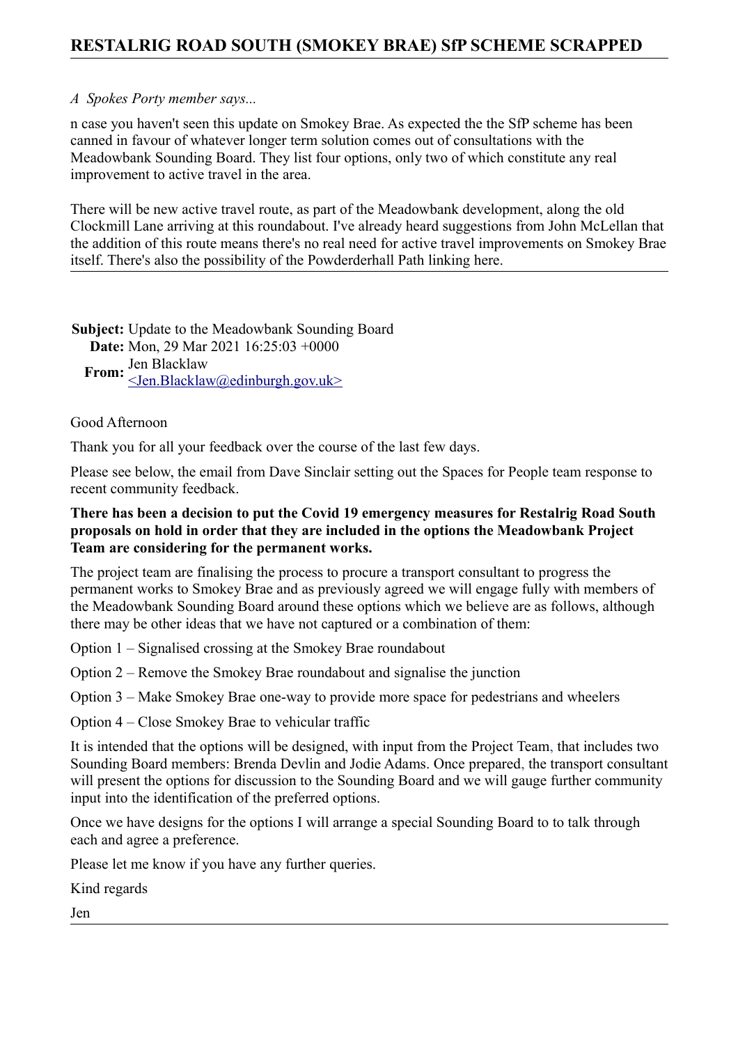# RESTALRIG ROAD SOUTH (SMOKEY BRAE) SfP SCHEME SCRAPPED

*A Spokes Porty member says...*

n case you haven't seen this update on Smokey Brae. As expected the the SfP scheme has been canned in favour of whatever longer term solution comes out of consultations with the Meadowbank Sounding Board. They list four options, only two of which constitute any real improvement to active travel in the area.

There will be new active travel route, as part of the Meadowbank development, along the old Clockmill Lane arriving at this roundabout. I've already heard suggestions from John McLellan that the addition of this route means there's no real need for active travel improvements on Smokey Brae itself. There's also the possibility of the Powderderhall Path linking here.

---

**Subject:** Update to the Meadowbank Sounding Board
**Date:** Mon, 29 Mar 2021 16:25:03 +0000
**From:** Jen Blacklaw <Jen.Blacklaw@edinburgh.gov.uk>

Good Afternoon

Thank you for all your feedback over the course of the last few days.

Please see below, the email from Dave Sinclair setting out the Spaces for People team response to recent community feedback.

**There has been a decision to put the Covid 19 emergency measures for Restalrig Road South proposals on hold in order that they are included in the options the Meadowbank Project Team are considering for the permanent works.**

The project team are finalising the process to procure a transport consultant to progress the permanent works to Smokey Brae and as previously agreed we will engage fully with members of the Meadowbank Sounding Board around these options which we believe are as follows, although there may be other ideas that we have not captured or a combination of them:

Option 1 – Signalised crossing at the Smokey Brae roundabout

Option 2 – Remove the Smokey Brae roundabout and signalise the junction

Option 3 – Make Smokey Brae one-way to provide more space for pedestrians and wheelers

Option 4 – Close Smokey Brae to vehicular traffic

It is intended that the options will be designed, with input from the Project Team, that includes two Sounding Board members: Brenda Devlin and Jodie Adams. Once prepared, the transport consultant will present the options for discussion to the Sounding Board and we will gauge further community input into the identification of the preferred options.

Once we have designs for the options I will arrange a special Sounding Board to to talk through each and agree a preference.

Please let me know if you have any further queries.

Kind regards

Jen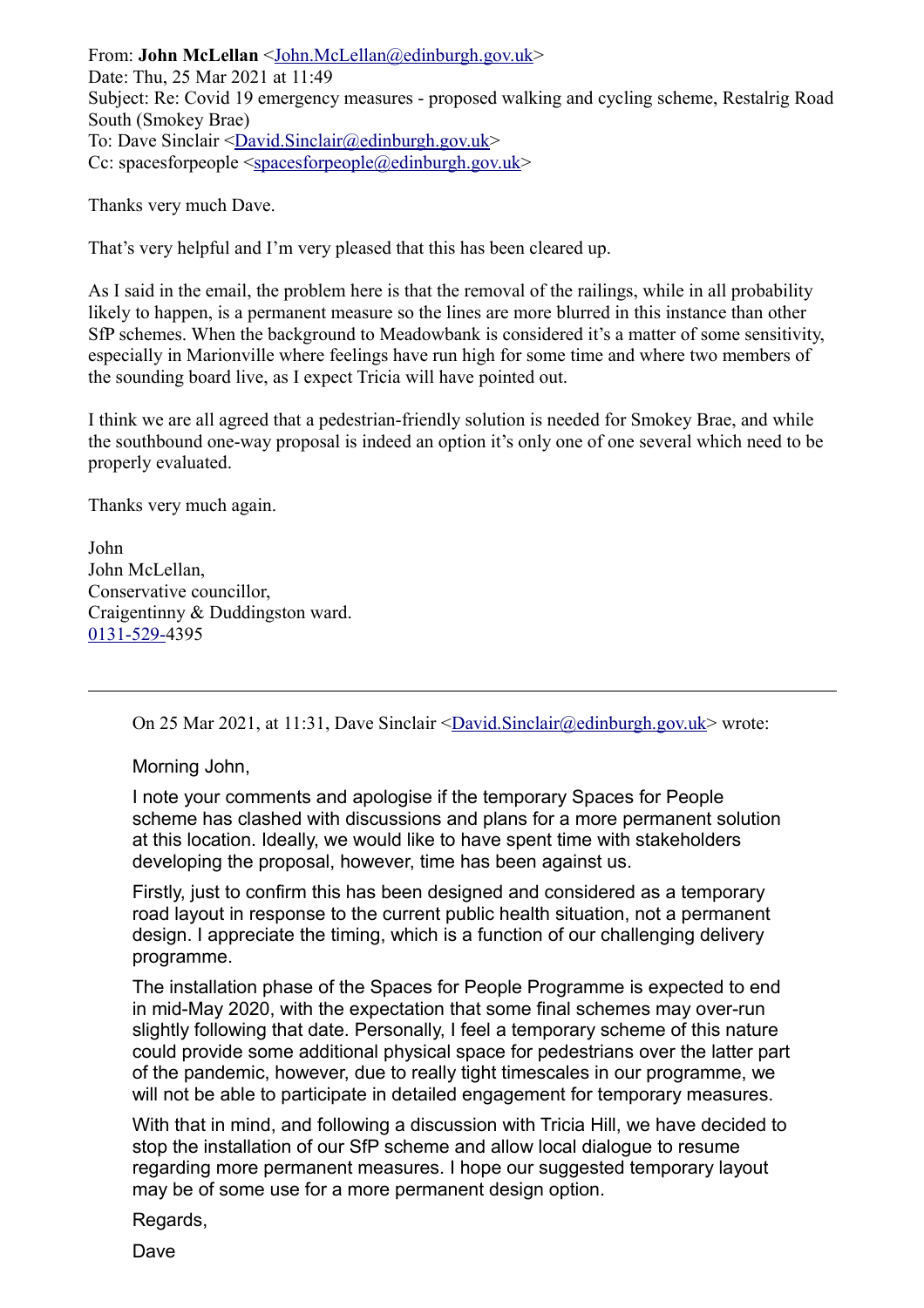From: **John McLellan** <John.McLellan@edinburgh.gov.uk>
Date: Thu, 25 Mar 2021 at 11:49
Subject: Re: Covid 19 emergency measures - proposed walking and cycling scheme, Restalrig Road South (Smokey Brae)
To: Dave Sinclair <David.Sinclair@edinburgh.gov.uk>
Cc: spacesforpeople <spacesforpeople@edinburgh.gov.uk>

Thanks very much Dave.

That's very helpful and I'm very pleased that this has been cleared up.

As I said in the email, the problem here is that the removal of the railings, while in all probability likely to happen, is a permanent measure so the lines are more blurred in this instance than other SfP schemes. When the background to Meadowbank is considered it's a matter of some sensitivity, especially in Marionville where feelings have run high for some time and where two members of the sounding board live, as I expect Tricia will have pointed out.

I think we are all agreed that a pedestrian-friendly solution is needed for Smokey Brae, and while the southbound one-way proposal is indeed an option it's only one of one several which need to be properly evaluated.

Thanks very much again.

John
John McLellan,
Conservative councillor,
Craigentinny & Duddingston ward.
0131-529-4395

---

> On 25 Mar 2021, at 11:31, Dave Sinclair <David.Sinclair@edinburgh.gov.uk> wrote:
>
> Morning John,
>
> I note your comments and apologise if the temporary Spaces for People scheme has clashed with discussions and plans for a more permanent solution at this location. Ideally, we would like to have spent time with stakeholders developing the proposal, however, time has been against us.
>
> Firstly, just to confirm this has been designed and considered as a temporary road layout in response to the current public health situation, not a permanent design. I appreciate the timing, which is a function of our challenging delivery programme.
>
> The installation phase of the Spaces for People Programme is expected to end in mid-May 2020, with the expectation that some final schemes may over-run slightly following that date. Personally, I feel a temporary scheme of this nature could provide some additional physical space for pedestrians over the latter part of the pandemic, however, due to really tight timescales in our programme, we will not be able to participate in detailed engagement for temporary measures.
>
> With that in mind, and following a discussion with Tricia Hill, we have decided to stop the installation of our SfP scheme and allow local dialogue to resume regarding more permanent measures. I hope our suggested temporary layout may be of some use for a more permanent design option.
>
> Regards,
>
> Dave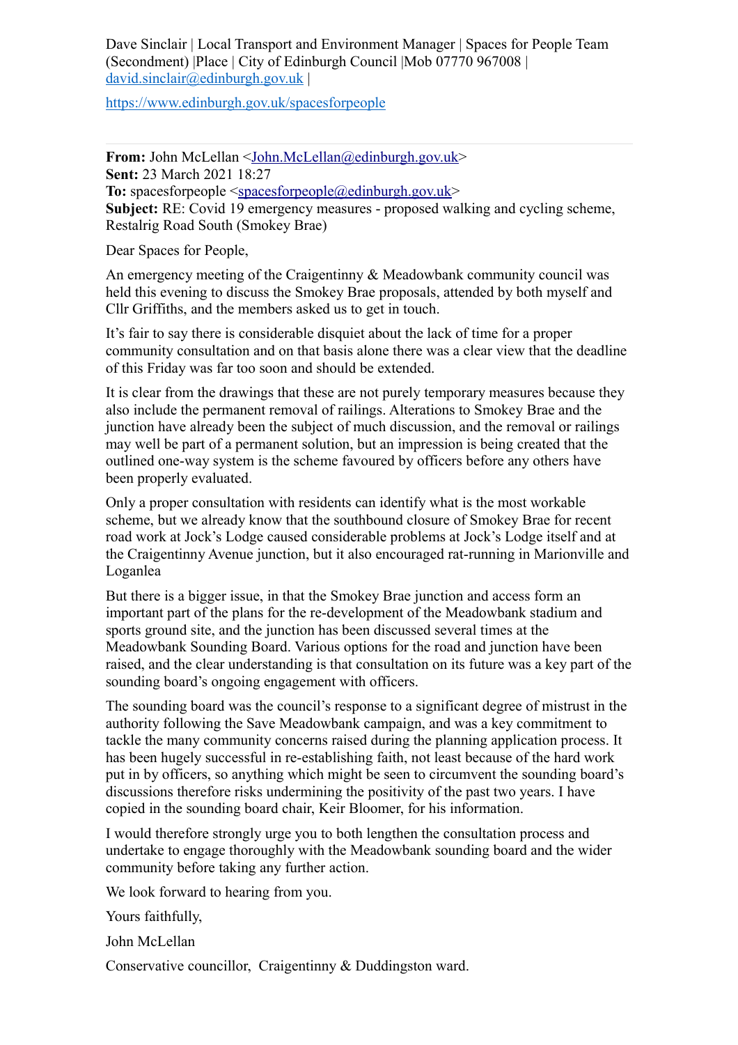Dave Sinclair | Local Transport and Environment Manager | Spaces for People Team (Secondment) |Place | City of Edinburgh Council |Mob 07770 967008 | david.sinclair@edinburgh.gov.uk |

https://www.edinburgh.gov.uk/spacesforpeople

---

**From:** John McLellan <John.McLellan@edinburgh.gov.uk>
**Sent:** 23 March 2021 18:27
**To:** spacesforpeople <spacesforpeople@edinburgh.gov.uk>
**Subject:** RE: Covid 19 emergency measures - proposed walking and cycling scheme, Restalrig Road South (Smokey Brae)

Dear Spaces for People,

An emergency meeting of the Craigentinny & Meadowbank community council was held this evening to discuss the Smokey Brae proposals, attended by both myself and Cllr Griffiths, and the members asked us to get in touch.

It's fair to say there is considerable disquiet about the lack of time for a proper community consultation and on that basis alone there was a clear view that the deadline of this Friday was far too soon and should be extended.

It is clear from the drawings that these are not purely temporary measures because they also include the permanent removal of railings. Alterations to Smokey Brae and the junction have already been the subject of much discussion, and the removal or railings may well be part of a permanent solution, but an impression is being created that the outlined one-way system is the scheme favoured by officers before any others have been properly evaluated.

Only a proper consultation with residents can identify what is the most workable scheme, but we already know that the southbound closure of Smokey Brae for recent road work at Jock's Lodge caused considerable problems at Jock's Lodge itself and at the Craigentinny Avenue junction, but it also encouraged rat-running in Marionville and Loganlea

But there is a bigger issue, in that the Smokey Brae junction and access form an important part of the plans for the re-development of the Meadowbank stadium and sports ground site, and the junction has been discussed several times at the Meadowbank Sounding Board. Various options for the road and junction have been raised, and the clear understanding is that consultation on its future was a key part of the sounding board's ongoing engagement with officers.

The sounding board was the council's response to a significant degree of mistrust in the authority following the Save Meadowbank campaign, and was a key commitment to tackle the many community concerns raised during the planning application process. It has been hugely successful in re-establishing faith, not least because of the hard work put in by officers, so anything which might be seen to circumvent the sounding board's discussions therefore risks undermining the positivity of the past two years. I have copied in the sounding board chair, Keir Bloomer, for his information.

I would therefore strongly urge you to both lengthen the consultation process and undertake to engage thoroughly with the Meadowbank sounding board and the wider community before taking any further action.

We look forward to hearing from you.

Yours faithfully,

John McLellan

Conservative councillor, Craigentinny & Duddingston ward.